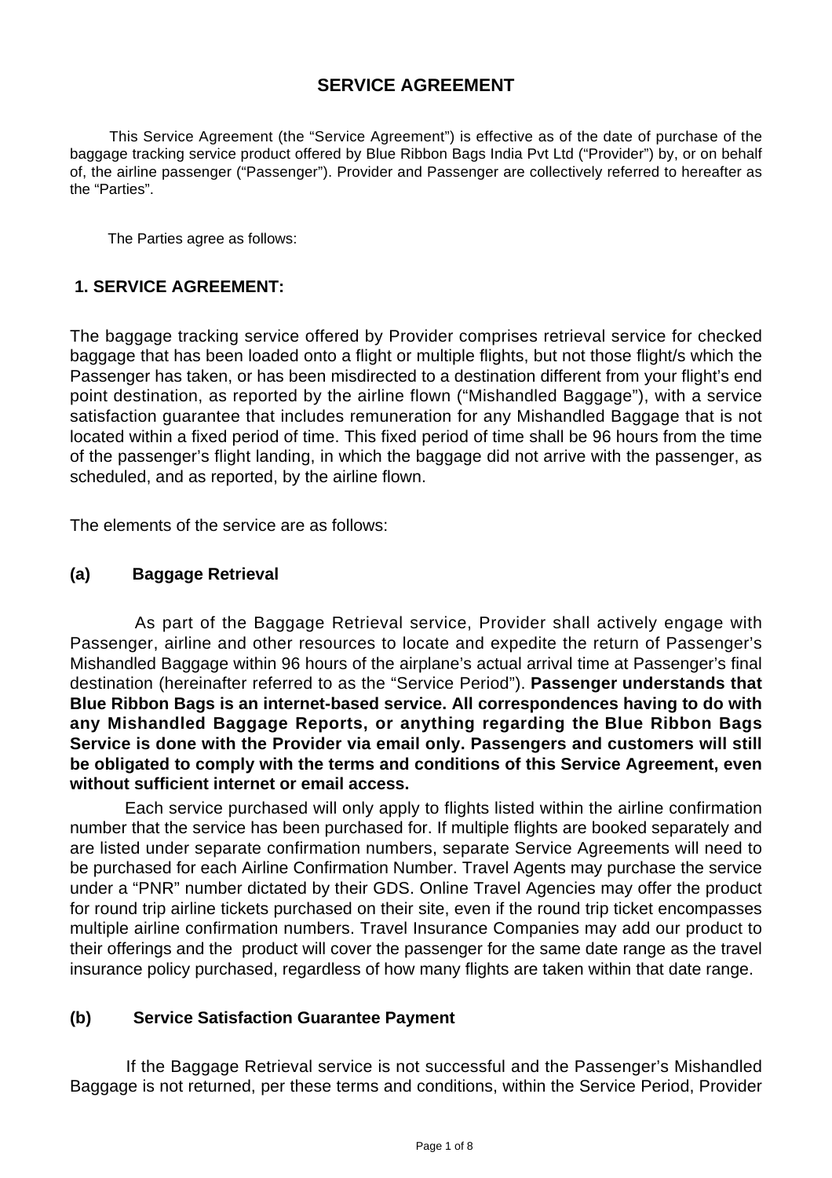# SERVICE AGREEMENT

This Service Agreement (the "Service Agreement") is effective as of the date of purchase of the baggage tracking service product offered by Blue Ribbon Bags India Pvt Ltd ("Provider") by, or on behalf of, the airline passenger ("Passenger"). Provider and Passenger are collectively referred to hereafter as the "Parties".

The Parties agree as follows:

## 1. SERVICE AGREEMENT:

The baggage tracking service offered by Provider comprises retrieval service for checked baggage that has been loaded onto a flight or multiple flights, but not those flight/s which the Passenger has taken, or has been misdirected to a destination different from your flight's end point destination, as reported by the airline flown ("Mishandled Baggage"), with a service satisfaction guarantee that includes remuneration for any Mishandled Baggage that is not located within a fixed period of time. This fixed period of time shall be 96 hours from the time of the passenger's flight landing, in which the baggage did not arrive with the passenger, as scheduled, and as reported, by the airline flown.

The elements of the service are as follows:

### (a) Baggage Retrieval

As part of the Baggage Retrieval service, Provider shall actively engage with Passenger, airline and other resources to locate and expedite the return of Passenger's Mishandled Baggage within 96 hours of the airplane's actual arrival time at Passenger's final destination (hereinafter referred to as the "Service Period"). **Passenger understands that Blue Ribbon Bags is an internet-based service. All correspondences having to do with any Mishandled Baggage Reports, or anything regarding the Blue Ribbon Bags Service is done with the Provider via email only. Passengers and customers will still be obligated to comply with the terms and conditions of this Service Agreement, even without sufficient internet or email access.**

Each service purchased will only apply to flights listed within the airline confirmation number that the service has been purchased for. If multiple flights are booked separately and are listed under separate confirmation numbers, separate Service Agreements will need to be purchased for each Airline Confirmation Number. Travel Agents may purchase the service under a "PNR" number dictated by their GDS. Online Travel Agencies may offer the product for round trip airline tickets purchased on their site, even if the round trip ticket encompasses multiple airline confirmation numbers. Travel Insurance Companies may add our product to their offerings and the product will cover the passenger for the same date range as the travel insurance policy purchased, regardless of how many flights are taken within that date range.

### (b) Service Satisfaction Guarantee Payment

If the Baggage Retrieval service is not successful and the Passenger's Mishandled Baggage is not returned, per these terms and conditions, within the Service Period, Provider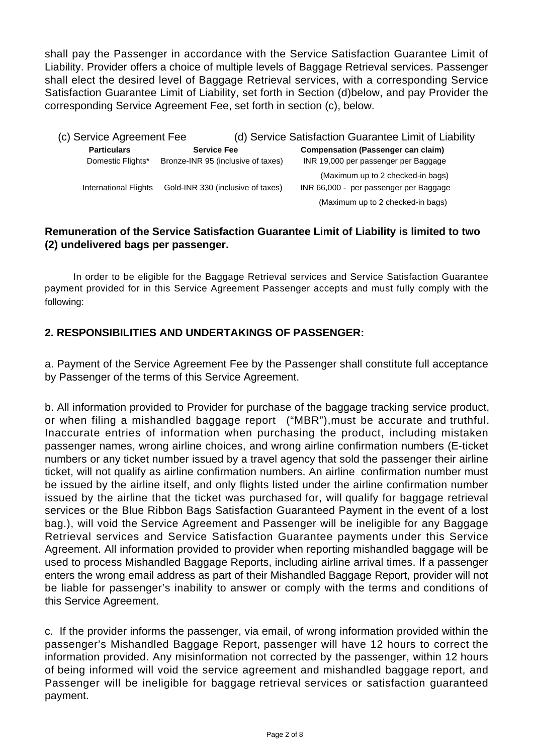shall pay the Passenger in accordance with the Service Satisfaction Guarantee Limit of Liability. Provider offers a choice of multiple levels of Baggage Retrieval services. Passenger shall elect the desired level of Baggage Retrieval services, with a corresponding Service Satisfaction Guarantee Limit of Liability, set forth in Section (d)below, and pay Provider the corresponding Service Agreement Fee, set forth in section (c), below.

| (c) Service Agreement Fee | | (d) Service Satisfaction Guarantee Limit of Liability |
|---|---|---|
| **Particulars** | **Service Fee** | **Compensation (Passenger can claim)** |
| Domestic Flights* | Bronze-INR 95 (inclusive of taxes) | INR 19,000 per passenger per Baggage (Maximum up to 2 checked-in bags) |
| International Flights | Gold-INR 330 (inclusive of taxes) | INR 66,000 - per passenger per Baggage (Maximum up to 2 checked-in bags) |

**Remuneration of the Service Satisfaction Guarantee Limit of Liability is limited to two (2) undelivered bags per passenger.**

In order to be eligible for the Baggage Retrieval services and Service Satisfaction Guarantee payment provided for in this Service Agreement Passenger accepts and must fully comply with the following:

## 2. RESPONSIBILITIES AND UNDERTAKINGS OF PASSENGER:

a. Payment of the Service Agreement Fee by the Passenger shall constitute full acceptance by Passenger of the terms of this Service Agreement.

b. All information provided to Provider for purchase of the baggage tracking service product, or when filing a mishandled baggage report ("MBR"),must be accurate and truthful. Inaccurate entries of information when purchasing the product, including mistaken passenger names, wrong airline choices, and wrong airline confirmation numbers (E-ticket numbers or any ticket number issued by a travel agency that sold the passenger their airline ticket, will not qualify as airline confirmation numbers. An airline confirmation number must be issued by the airline itself, and only flights listed under the airline confirmation number issued by the airline that the ticket was purchased for, will qualify for baggage retrieval services or the Blue Ribbon Bags Satisfaction Guaranteed Payment in the event of a lost bag.), will void the Service Agreement and Passenger will be ineligible for any Baggage Retrieval services and Service Satisfaction Guarantee payments under this Service Agreement. All information provided to provider when reporting mishandled baggage will be used to process Mishandled Baggage Reports, including airline arrival times. If a passenger enters the wrong email address as part of their Mishandled Baggage Report, provider will not be liable for passenger's inability to answer or comply with the terms and conditions of this Service Agreement.

c. If the provider informs the passenger, via email, of wrong information provided within the passenger's Mishandled Baggage Report, passenger will have 12 hours to correct the information provided. Any misinformation not corrected by the passenger, within 12 hours of being informed will void the service agreement and mishandled baggage report, and Passenger will be ineligible for baggage retrieval services or satisfaction guaranteed payment.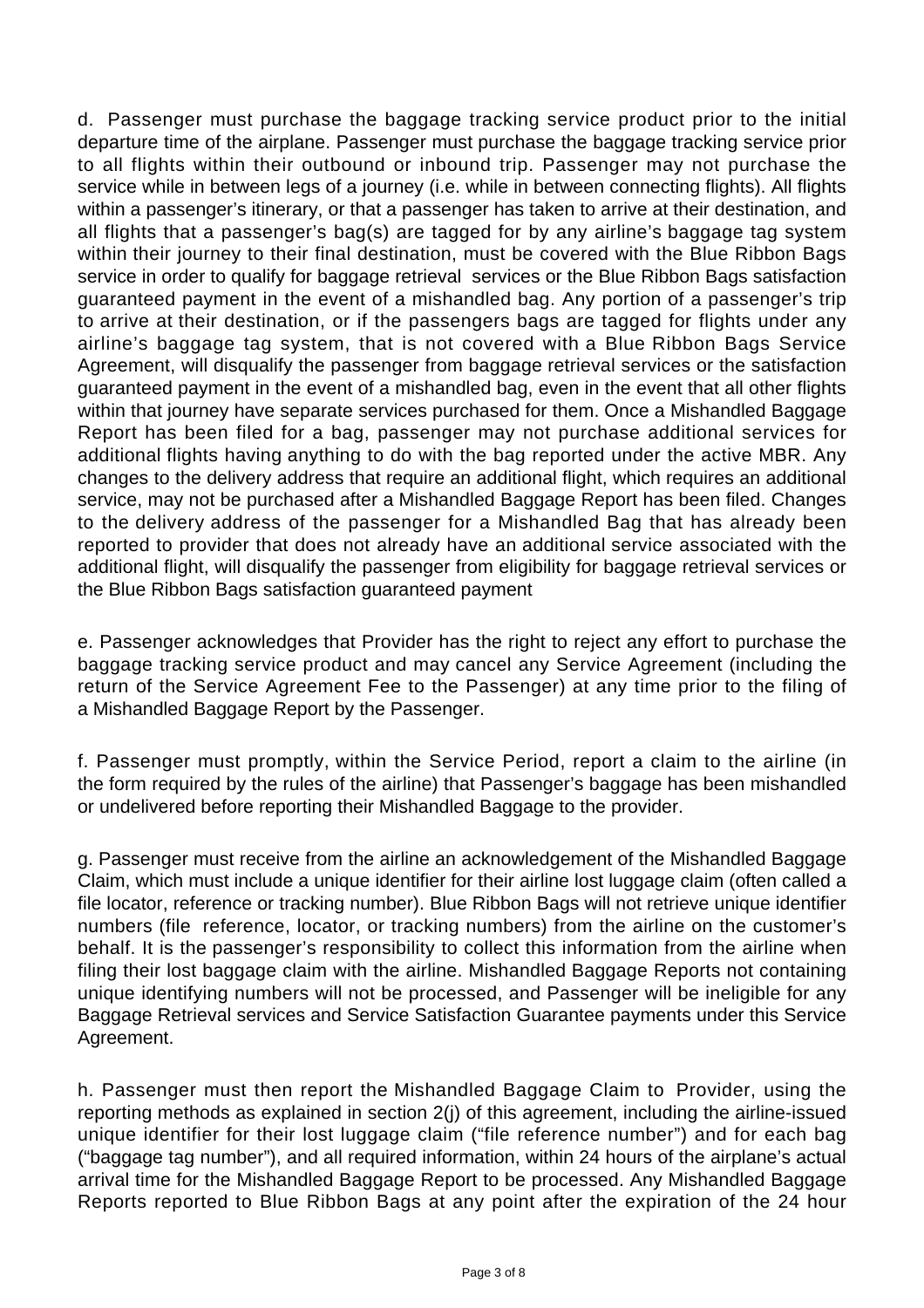d. Passenger must purchase the baggage tracking service product prior to the initial departure time of the airplane. Passenger must purchase the baggage tracking service prior to all flights within their outbound or inbound trip. Passenger may not purchase the service while in between legs of a journey (i.e. while in between connecting flights). All flights within a passenger's itinerary, or that a passenger has taken to arrive at their destination, and all flights that a passenger's bag(s) are tagged for by any airline's baggage tag system within their journey to their final destination, must be covered with the Blue Ribbon Bags service in order to qualify for baggage retrieval services or the Blue Ribbon Bags satisfaction guaranteed payment in the event of a mishandled bag. Any portion of a passenger's trip to arrive at their destination, or if the passengers bags are tagged for flights under any airline's baggage tag system, that is not covered with a Blue Ribbon Bags Service Agreement, will disqualify the passenger from baggage retrieval services or the satisfaction guaranteed payment in the event of a mishandled bag, even in the event that all other flights within that journey have separate services purchased for them. Once a Mishandled Baggage Report has been filed for a bag, passenger may not purchase additional services for additional flights having anything to do with the bag reported under the active MBR. Any changes to the delivery address that require an additional flight, which requires an additional service, may not be purchased after a Mishandled Baggage Report has been filed. Changes to the delivery address of the passenger for a Mishandled Bag that has already been reported to provider that does not already have an additional service associated with the additional flight, will disqualify the passenger from eligibility for baggage retrieval services or the Blue Ribbon Bags satisfaction guaranteed payment

e. Passenger acknowledges that Provider has the right to reject any effort to purchase the baggage tracking service product and may cancel any Service Agreement (including the return of the Service Agreement Fee to the Passenger) at any time prior to the filing of a Mishandled Baggage Report by the Passenger.

f. Passenger must promptly, within the Service Period, report a claim to the airline (in the form required by the rules of the airline) that Passenger's baggage has been mishandled or undelivered before reporting their Mishandled Baggage to the provider.

g. Passenger must receive from the airline an acknowledgement of the Mishandled Baggage Claim, which must include a unique identifier for their airline lost luggage claim (often called a file locator, reference or tracking number). Blue Ribbon Bags will not retrieve unique identifier numbers (file reference, locator, or tracking numbers) from the airline on the customer's behalf. It is the passenger's responsibility to collect this information from the airline when filing their lost baggage claim with the airline. Mishandled Baggage Reports not containing unique identifying numbers will not be processed, and Passenger will be ineligible for any Baggage Retrieval services and Service Satisfaction Guarantee payments under this Service Agreement.

h. Passenger must then report the Mishandled Baggage Claim to Provider, using the reporting methods as explained in section 2(j) of this agreement, including the airline-issued unique identifier for their lost luggage claim ("file reference number") and for each bag ("baggage tag number"), and all required information, within 24 hours of the airplane's actual arrival time for the Mishandled Baggage Report to be processed. Any Mishandled Baggage Reports reported to Blue Ribbon Bags at any point after the expiration of the 24 hour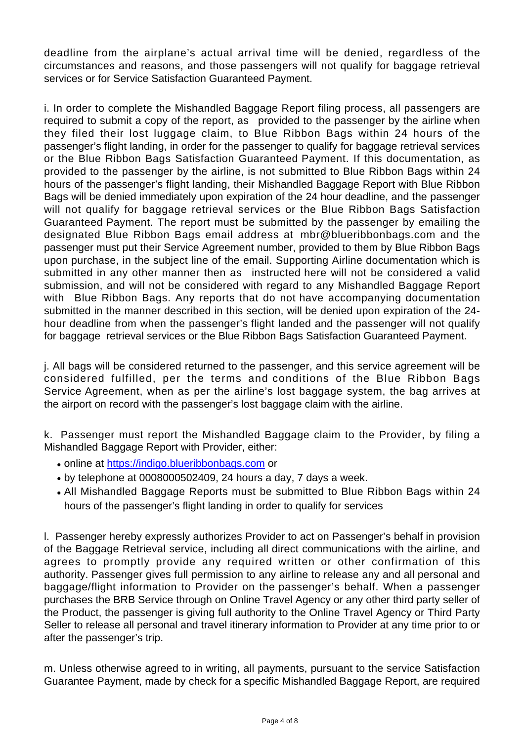deadline from the airplane's actual arrival time will be denied, regardless of the circumstances and reasons, and those passengers will not qualify for baggage retrieval services or for Service Satisfaction Guaranteed Payment.

i. In order to complete the Mishandled Baggage Report filing process, all passengers are required to submit a copy of the report, as provided to the passenger by the airline when they filed their lost luggage claim, to Blue Ribbon Bags within 24 hours of the passenger's flight landing, in order for the passenger to qualify for baggage retrieval services or the Blue Ribbon Bags Satisfaction Guaranteed Payment. If this documentation, as provided to the passenger by the airline, is not submitted to Blue Ribbon Bags within 24 hours of the passenger's flight landing, their Mishandled Baggage Report with Blue Ribbon Bags will be denied immediately upon expiration of the 24 hour deadline, and the passenger will not qualify for baggage retrieval services or the Blue Ribbon Bags Satisfaction Guaranteed Payment. The report must be submitted by the passenger by emailing the designated Blue Ribbon Bags email address at mbr@blueribbonbags.com and the passenger must put their Service Agreement number, provided to them by Blue Ribbon Bags upon purchase, in the subject line of the email. Supporting Airline documentation which is submitted in any other manner then as instructed here will not be considered a valid submission, and will not be considered with regard to any Mishandled Baggage Report with Blue Ribbon Bags. Any reports that do not have accompanying documentation submitted in the manner described in this section, will be denied upon expiration of the 24-hour deadline from when the passenger's flight landed and the passenger will not qualify for baggage retrieval services or the Blue Ribbon Bags Satisfaction Guaranteed Payment.

j. All bags will be considered returned to the passenger, and this service agreement will be considered fulfilled, per the terms and conditions of the Blue Ribbon Bags Service Agreement, when as per the airline's lost baggage system, the bag arrives at the airport on record with the passenger's lost baggage claim with the airline.

k. Passenger must report the Mishandled Baggage claim to the Provider, by filing a Mishandled Baggage Report with Provider, either:

- online at https://indigo.blueribbonbags.com or
- by telephone at 0008000502409, 24 hours a day, 7 days a week.
- All Mishandled Baggage Reports must be submitted to Blue Ribbon Bags within 24 hours of the passenger's flight landing in order to qualify for services

l. Passenger hereby expressly authorizes Provider to act on Passenger's behalf in provision of the Baggage Retrieval service, including all direct communications with the airline, and agrees to promptly provide any required written or other confirmation of this authority. Passenger gives full permission to any airline to release any and all personal and baggage/flight information to Provider on the passenger's behalf. When a passenger purchases the BRB Service through on Online Travel Agency or any other third party seller of the Product, the passenger is giving full authority to the Online Travel Agency or Third Party Seller to release all personal and travel itinerary information to Provider at any time prior to or after the passenger's trip.

m. Unless otherwise agreed to in writing, all payments, pursuant to the service Satisfaction Guarantee Payment, made by check for a specific Mishandled Baggage Report, are required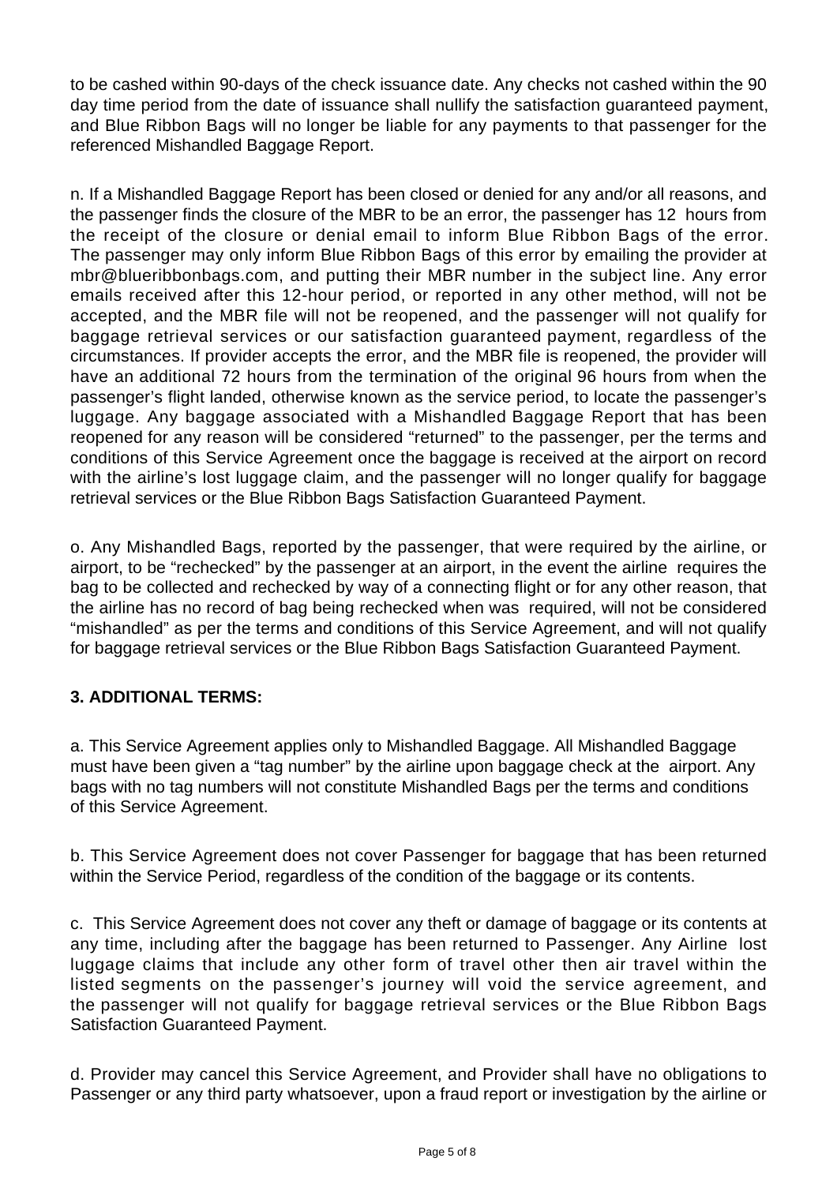to be cashed within 90-days of the check issuance date. Any checks not cashed within the 90 day time period from the date of issuance shall nullify the satisfaction guaranteed payment, and Blue Ribbon Bags will no longer be liable for any payments to that passenger for the referenced Mishandled Baggage Report.

n. If a Mishandled Baggage Report has been closed or denied for any and/or all reasons, and the passenger finds the closure of the MBR to be an error, the passenger has 12 hours from the receipt of the closure or denial email to inform Blue Ribbon Bags of the error. The passenger may only inform Blue Ribbon Bags of this error by emailing the provider at mbr@blueribbonbags.com, and putting their MBR number in the subject line. Any error emails received after this 12-hour period, or reported in any other method, will not be accepted, and the MBR file will not be reopened, and the passenger will not qualify for baggage retrieval services or our satisfaction guaranteed payment, regardless of the circumstances. If provider accepts the error, and the MBR file is reopened, the provider will have an additional 72 hours from the termination of the original 96 hours from when the passenger's flight landed, otherwise known as the service period, to locate the passenger's luggage. Any baggage associated with a Mishandled Baggage Report that has been reopened for any reason will be considered "returned" to the passenger, per the terms and conditions of this Service Agreement once the baggage is received at the airport on record with the airline's lost luggage claim, and the passenger will no longer qualify for baggage retrieval services or the Blue Ribbon Bags Satisfaction Guaranteed Payment.

o. Any Mishandled Bags, reported by the passenger, that were required by the airline, or airport, to be "rechecked" by the passenger at an airport, in the event the airline requires the bag to be collected and rechecked by way of a connecting flight or for any other reason, that the airline has no record of bag being rechecked when was required, will not be considered "mishandled" as per the terms and conditions of this Service Agreement, and will not qualify for baggage retrieval services or the Blue Ribbon Bags Satisfaction Guaranteed Payment.

### 3. ADDITIONAL TERMS:

a. This Service Agreement applies only to Mishandled Baggage. All Mishandled Baggage must have been given a "tag number" by the airline upon baggage check at the airport. Any bags with no tag numbers will not constitute Mishandled Bags per the terms and conditions of this Service Agreement.

b. This Service Agreement does not cover Passenger for baggage that has been returned within the Service Period, regardless of the condition of the baggage or its contents.

c. This Service Agreement does not cover any theft or damage of baggage or its contents at any time, including after the baggage has been returned to Passenger. Any Airline lost luggage claims that include any other form of travel other then air travel within the listed segments on the passenger's journey will void the service agreement, and the passenger will not qualify for baggage retrieval services or the Blue Ribbon Bags Satisfaction Guaranteed Payment.

d. Provider may cancel this Service Agreement, and Provider shall have no obligations to Passenger or any third party whatsoever, upon a fraud report or investigation by the airline or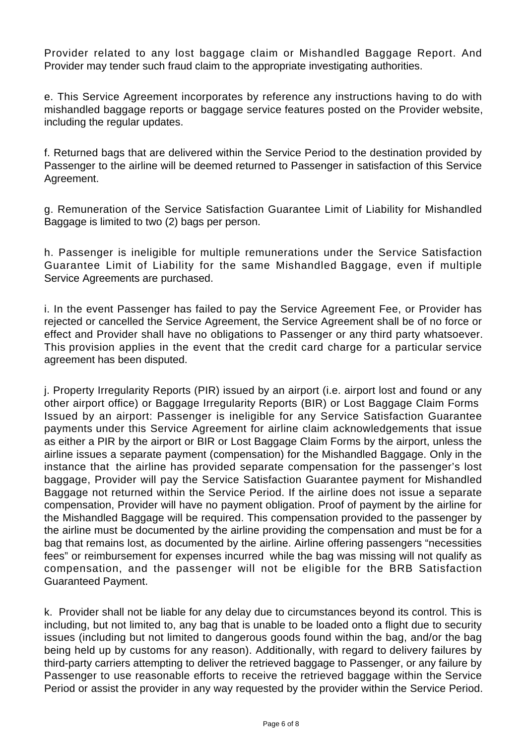Provider related to any lost baggage claim or Mishandled Baggage Report. And Provider may tender such fraud claim to the appropriate investigating authorities.

e. This Service Agreement incorporates by reference any instructions having to do with mishandled baggage reports or baggage service features posted on the Provider website, including the regular updates.

f. Returned bags that are delivered within the Service Period to the destination provided by Passenger to the airline will be deemed returned to Passenger in satisfaction of this Service Agreement.

g. Remuneration of the Service Satisfaction Guarantee Limit of Liability for Mishandled Baggage is limited to two (2) bags per person.

h. Passenger is ineligible for multiple remunerations under the Service Satisfaction Guarantee Limit of Liability for the same Mishandled Baggage, even if multiple Service Agreements are purchased.

i. In the event Passenger has failed to pay the Service Agreement Fee, or Provider has rejected or cancelled the Service Agreement, the Service Agreement shall be of no force or effect and Provider shall have no obligations to Passenger or any third party whatsoever. This provision applies in the event that the credit card charge for a particular service agreement has been disputed.

j. Property Irregularity Reports (PIR) issued by an airport (i.e. airport lost and found or any other airport office) or Baggage Irregularity Reports (BIR) or Lost Baggage Claim Forms Issued by an airport: Passenger is ineligible for any Service Satisfaction Guarantee payments under this Service Agreement for airline claim acknowledgements that issue as either a PIR by the airport or BIR or Lost Baggage Claim Forms by the airport, unless the airline issues a separate payment (compensation) for the Mishandled Baggage. Only in the instance that the airline has provided separate compensation for the passenger's lost baggage, Provider will pay the Service Satisfaction Guarantee payment for Mishandled Baggage not returned within the Service Period. If the airline does not issue a separate compensation, Provider will have no payment obligation. Proof of payment by the airline for the Mishandled Baggage will be required. This compensation provided to the passenger by the airline must be documented by the airline providing the compensation and must be for a bag that remains lost, as documented by the airline. Airline offering passengers "necessities fees" or reimbursement for expenses incurred while the bag was missing will not qualify as compensation, and the passenger will not be eligible for the BRB Satisfaction Guaranteed Payment.

k. Provider shall not be liable for any delay due to circumstances beyond its control. This is including, but not limited to, any bag that is unable to be loaded onto a flight due to security issues (including but not limited to dangerous goods found within the bag, and/or the bag being held up by customs for any reason). Additionally, with regard to delivery failures by third-party carriers attempting to deliver the retrieved baggage to Passenger, or any failure by Passenger to use reasonable efforts to receive the retrieved baggage within the Service Period or assist the provider in any way requested by the provider within the Service Period.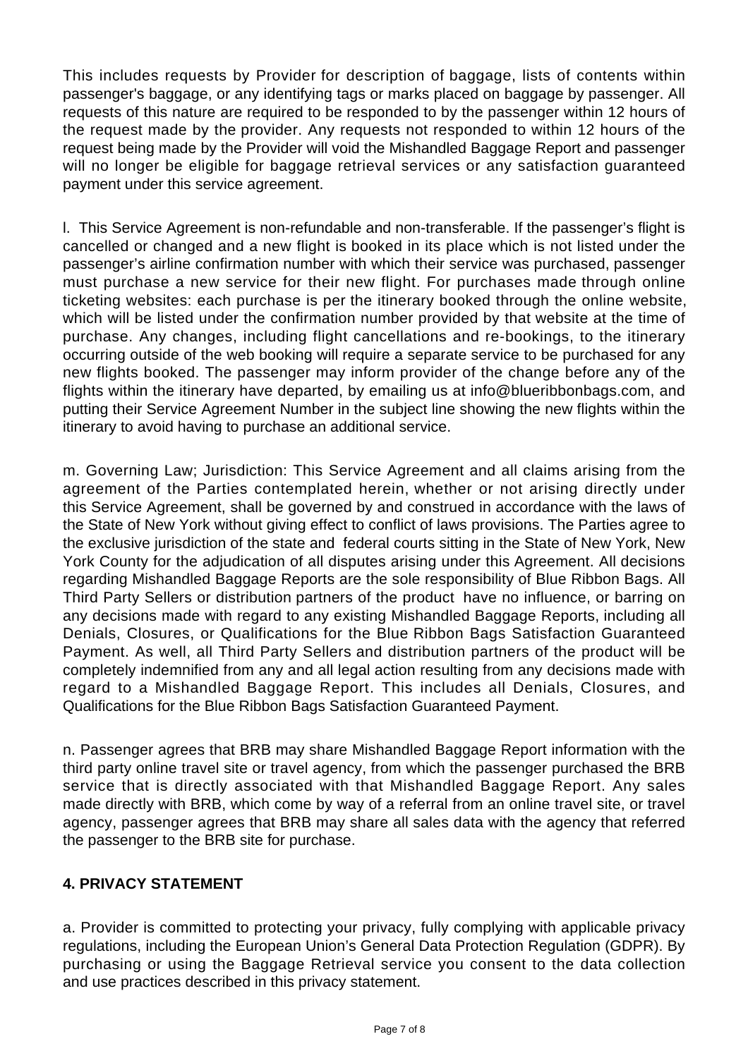This includes requests by Provider for description of baggage, lists of contents within passenger's baggage, or any identifying tags or marks placed on baggage by passenger. All requests of this nature are required to be responded to by the passenger within 12 hours of the request made by the provider. Any requests not responded to within 12 hours of the request being made by the Provider will void the Mishandled Baggage Report and passenger will no longer be eligible for baggage retrieval services or any satisfaction guaranteed payment under this service agreement.

l. This Service Agreement is non-refundable and non-transferable. If the passenger's flight is cancelled or changed and a new flight is booked in its place which is not listed under the passenger's airline confirmation number with which their service was purchased, passenger must purchase a new service for their new flight. For purchases made through online ticketing websites: each purchase is per the itinerary booked through the online website, which will be listed under the confirmation number provided by that website at the time of purchase. Any changes, including flight cancellations and re-bookings, to the itinerary occurring outside of the web booking will require a separate service to be purchased for any new flights booked. The passenger may inform provider of the change before any of the flights within the itinerary have departed, by emailing us at info@blueribbonbags.com, and putting their Service Agreement Number in the subject line showing the new flights within the itinerary to avoid having to purchase an additional service.

m. Governing Law; Jurisdiction: This Service Agreement and all claims arising from the agreement of the Parties contemplated herein, whether or not arising directly under this Service Agreement, shall be governed by and construed in accordance with the laws of the State of New York without giving effect to conflict of laws provisions. The Parties agree to the exclusive jurisdiction of the state and federal courts sitting in the State of New York, New York County for the adjudication of all disputes arising under this Agreement. All decisions regarding Mishandled Baggage Reports are the sole responsibility of Blue Ribbon Bags. All Third Party Sellers or distribution partners of the product have no influence, or barring on any decisions made with regard to any existing Mishandled Baggage Reports, including all Denials, Closures, or Qualifications for the Blue Ribbon Bags Satisfaction Guaranteed Payment. As well, all Third Party Sellers and distribution partners of the product will be completely indemnified from any and all legal action resulting from any decisions made with regard to a Mishandled Baggage Report. This includes all Denials, Closures, and Qualifications for the Blue Ribbon Bags Satisfaction Guaranteed Payment.

n. Passenger agrees that BRB may share Mishandled Baggage Report information with the third party online travel site or travel agency, from which the passenger purchased the BRB service that is directly associated with that Mishandled Baggage Report. Any sales made directly with BRB, which come by way of a referral from an online travel site, or travel agency, passenger agrees that BRB may share all sales data with the agency that referred the passenger to the BRB site for purchase.

## 4. PRIVACY STATEMENT

a. Provider is committed to protecting your privacy, fully complying with applicable privacy regulations, including the European Union's General Data Protection Regulation (GDPR). By purchasing or using the Baggage Retrieval service you consent to the data collection and use practices described in this privacy statement.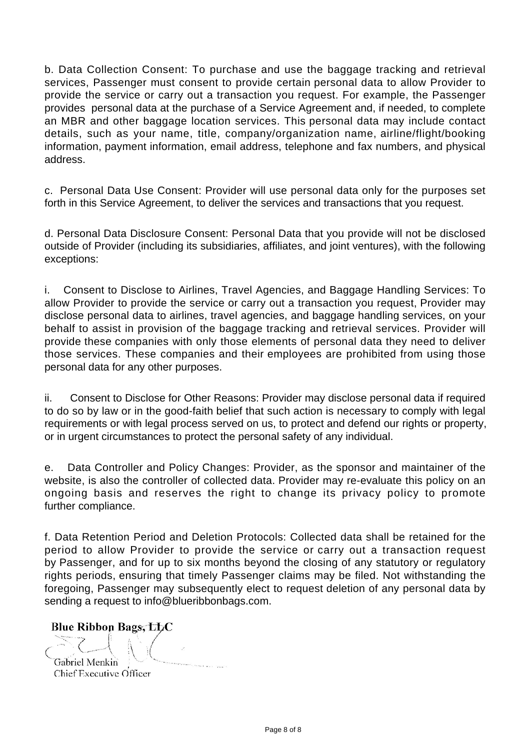b. Data Collection Consent: To purchase and use the baggage tracking and retrieval services, Passenger must consent to provide certain personal data to allow Provider to provide the service or carry out a transaction you request. For example, the Passenger provides personal data at the purchase of a Service Agreement and, if needed, to complete an MBR and other baggage location services. This personal data may include contact details, such as your name, title, company/organization name, airline/flight/booking information, payment information, email address, telephone and fax numbers, and physical address.

c. Personal Data Use Consent: Provider will use personal data only for the purposes set forth in this Service Agreement, to deliver the services and transactions that you request.

d. Personal Data Disclosure Consent: Personal Data that you provide will not be disclosed outside of Provider (including its subsidiaries, affiliates, and joint ventures), with the following exceptions:

i. Consent to Disclose to Airlines, Travel Agencies, and Baggage Handling Services: To allow Provider to provide the service or carry out a transaction you request, Provider may disclose personal data to airlines, travel agencies, and baggage handling services, on your behalf to assist in provision of the baggage tracking and retrieval services. Provider will provide these companies with only those elements of personal data they need to deliver those services. These companies and their employees are prohibited from using those personal data for any other purposes.

ii. Consent to Disclose for Other Reasons: Provider may disclose personal data if required to do so by law or in the good-faith belief that such action is necessary to comply with legal requirements or with legal process served on us, to protect and defend our rights or property, or in urgent circumstances to protect the personal safety of any individual.

e. Data Controller and Policy Changes: Provider, as the sponsor and maintainer of the website, is also the controller of collected data. Provider may re-evaluate this policy on an ongoing basis and reserves the right to change its privacy policy to promote further compliance.

f. Data Retention Period and Deletion Protocols: Collected data shall be retained for the period to allow Provider to provide the service or carry out a transaction request by Passenger, and for up to six months beyond the closing of any statutory or regulatory rights periods, ensuring that timely Passenger claims may be filed. Not withstanding the foregoing, Passenger may subsequently elect to request deletion of any personal data by sending a request to info@blueribbonbags.com.

**Blue Ribbon Bags, LLC**

Gabriel Menkin
Chief Executive Officer